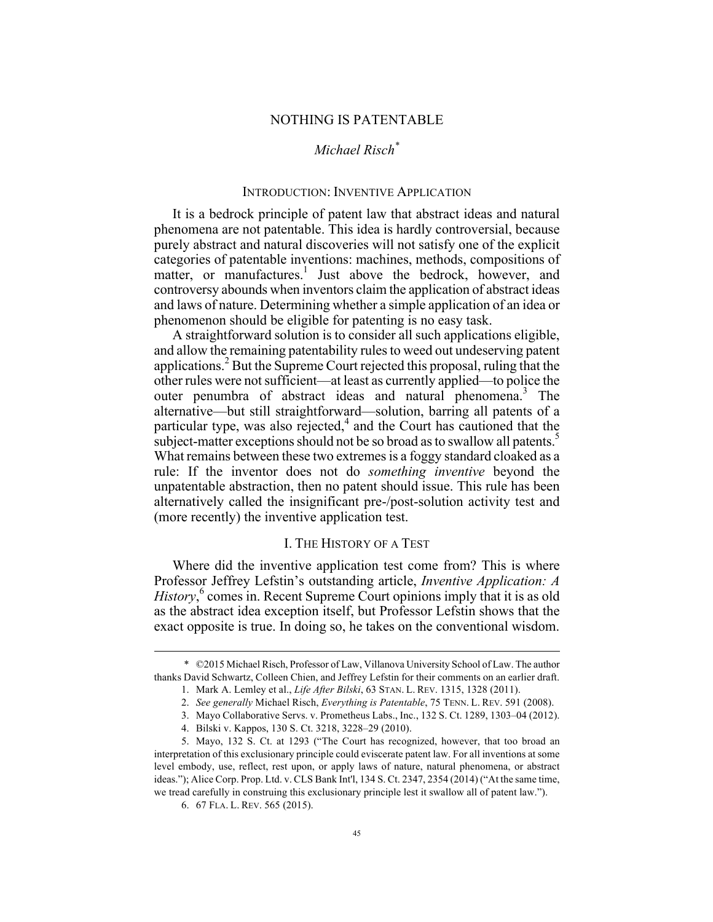# NOTHING IS PATENTABLE

*Michael Risch*[*]

## INTRODUCTION: INVENTIVE APPLICATION

It is a bedrock principle of patent law that abstract ideas and natural phenomena are not patentable. This idea is hardly controversial, because purely abstract and natural discoveries will not satisfy one of the explicit categories of patentable inventions: machines, methods, compositions of matter, or manufactures.[1] Just above the bedrock, however, and controversy abounds when inventors claim the application of abstract ideas and laws of nature. Determining whether a simple application of an idea or phenomenon should be eligible for patenting is no easy task.

A straightforward solution is to consider all such applications eligible, and allow the remaining patentability rules to weed out undeserving patent applications.[2] But the Supreme Court rejected this proposal, ruling that the other rules were not sufficient—at least as currently applied—to police the outer penumbra of abstract ideas and natural phenomena.[3] The alternative—but still straightforward—solution, barring all patents of a particular type, was also rejected,[4] and the Court has cautioned that the subject-matter exceptions should not be so broad as to swallow all patents.[5] What remains between these two extremes is a foggy standard cloaked as a rule: If the inventor does not do *something inventive* beyond the unpatentable abstraction, then no patent should issue. This rule has been alternatively called the insignificant pre-/post-solution activity test and (more recently) the inventive application test.

## I. THE HISTORY OF A TEST

Where did the inventive application test come from? This is where Professor Jeffrey Lefstin's outstanding article, *Inventive Application: A History*,[6] comes in. Recent Supreme Court opinions imply that it is as old as the abstract idea exception itself, but Professor Lefstin shows that the exact opposite is true. In doing so, he takes on the conventional wisdom.

---

\* ©2015 Michael Risch, Professor of Law, Villanova University School of Law. The author thanks David Schwartz, Colleen Chien, and Jeffrey Lefstin for their comments on an earlier draft.

1. Mark A. Lemley et al., *Life After Bilski*, 63 STAN. L. REV. 1315, 1328 (2011).

2. *See generally* Michael Risch, *Everything is Patentable*, 75 TENN. L. REV. 591 (2008).

3. Mayo Collaborative Servs. v. Prometheus Labs., Inc., 132 S. Ct. 1289, 1303–04 (2012).

4. Bilski v. Kappos, 130 S. Ct. 3218, 3228–29 (2010).

5. Mayo, 132 S. Ct. at 1293 ("The Court has recognized, however, that too broad an interpretation of this exclusionary principle could eviscerate patent law. For all inventions at some level embody, use, reflect, rest upon, or apply laws of nature, natural phenomena, or abstract ideas."); Alice Corp. Prop. Ltd. v. CLS Bank Int'l, 134 S. Ct. 2347, 2354 (2014) ("At the same time, we tread carefully in construing this exclusionary principle lest it swallow all of patent law.").

6. 67 FLA. L. REV. 565 (2015).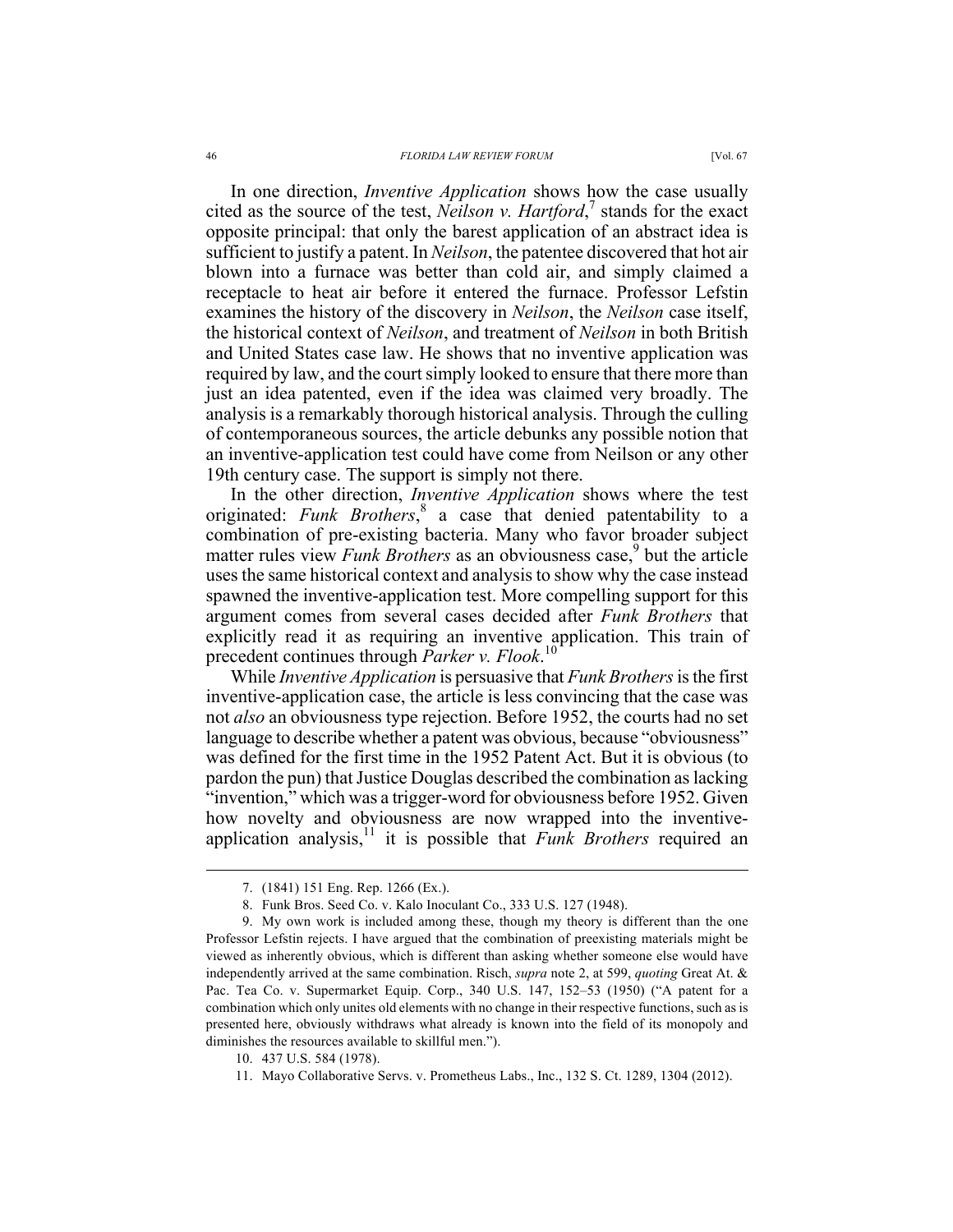In one direction, *Inventive Application* shows how the case usually cited as the source of the test, *Neilson v. Hartford*,[7] stands for the exact opposite principal: that only the barest application of an abstract idea is sufficient to justify a patent. In *Neilson*, the patentee discovered that hot air blown into a furnace was better than cold air, and simply claimed a receptacle to heat air before it entered the furnace. Professor Lefstin examines the history of the discovery in *Neilson*, the *Neilson* case itself, the historical context of *Neilson*, and treatment of *Neilson* in both British and United States case law. He shows that no inventive application was required by law, and the court simply looked to ensure that there more than just an idea patented, even if the idea was claimed very broadly. The analysis is a remarkably thorough historical analysis. Through the culling of contemporaneous sources, the article debunks any possible notion that an inventive-application test could have come from Neilson or any other 19th century case. The support is simply not there.

In the other direction, *Inventive Application* shows where the test originated: *Funk Brothers*,[8] a case that denied patentability to a combination of pre-existing bacteria. Many who favor broader subject matter rules view *Funk Brothers* as an obviousness case,[9] but the article uses the same historical context and analysis to show why the case instead spawned the inventive-application test. More compelling support for this argument comes from several cases decided after *Funk Brothers* that explicitly read it as requiring an inventive application. This train of precedent continues through *Parker v. Flook*.[10]

While *Inventive Application* is persuasive that *Funk Brothers* is the first inventive-application case, the article is less convincing that the case was not *also* an obviousness type rejection. Before 1952, the courts had no set language to describe whether a patent was obvious, because "obviousness" was defined for the first time in the 1952 Patent Act. But it is obvious (to pardon the pun) that Justice Douglas described the combination as lacking "invention," which was a trigger-word for obviousness before 1952. Given how novelty and obviousness are now wrapped into the inventive-application analysis,[11] it is possible that *Funk Brothers* required an

---

7. (1841) 151 Eng. Rep. 1266 (Ex.).

8. Funk Bros. Seed Co. v. Kalo Inoculant Co., 333 U.S. 127 (1948).

9. My own work is included among these, though my theory is different than the one Professor Lefstin rejects. I have argued that the combination of preexisting materials might be viewed as inherently obvious, which is different than asking whether someone else would have independently arrived at the same combination. Risch, *supra* note 2, at 599, *quoting* Great At. & Pac. Tea Co. v. Supermarket Equip. Corp., 340 U.S. 147, 152–53 (1950) ("A patent for a combination which only unites old elements with no change in their respective functions, such as is presented here, obviously withdraws what already is known into the field of its monopoly and diminishes the resources available to skillful men.").

10. 437 U.S. 584 (1978).

11. Mayo Collaborative Servs. v. Prometheus Labs., Inc., 132 S. Ct. 1289, 1304 (2012).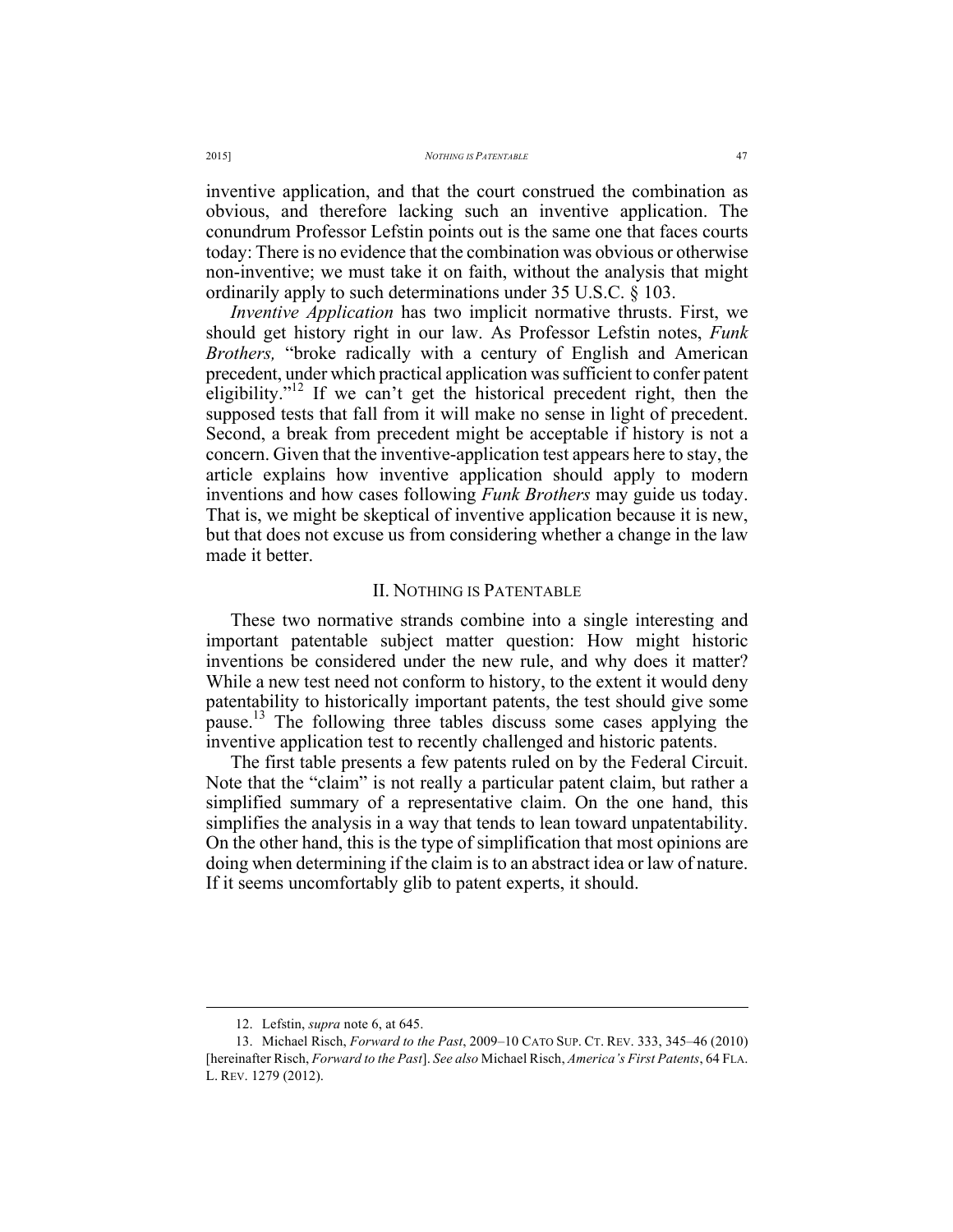inventive application, and that the court construed the combination as obvious, and therefore lacking such an inventive application. The conundrum Professor Lefstin points out is the same one that faces courts today: There is no evidence that the combination was obvious or otherwise non-inventive; we must take it on faith, without the analysis that might ordinarily apply to such determinations under 35 U.S.C. § 103.

*Inventive Application* has two implicit normative thrusts. First, we should get history right in our law. As Professor Lefstin notes, *Funk Brothers,* "broke radically with a century of English and American precedent, under which practical application was sufficient to confer patent eligibility."[12] If we can't get the historical precedent right, then the supposed tests that fall from it will make no sense in light of precedent. Second, a break from precedent might be acceptable if history is not a concern. Given that the inventive-application test appears here to stay, the article explains how inventive application should apply to modern inventions and how cases following *Funk Brothers* may guide us today. That is, we might be skeptical of inventive application because it is new, but that does not excuse us from considering whether a change in the law made it better.

## II. Nothing is Patentable

These two normative strands combine into a single interesting and important patentable subject matter question: How might historic inventions be considered under the new rule, and why does it matter? While a new test need not conform to history, to the extent it would deny patentability to historically important patents, the test should give some pause.[13] The following three tables discuss some cases applying the inventive application test to recently challenged and historic patents.

The first table presents a few patents ruled on by the Federal Circuit. Note that the "claim" is not really a particular patent claim, but rather a simplified summary of a representative claim. On the one hand, this simplifies the analysis in a way that tends to lean toward unpatentability. On the other hand, this is the type of simplification that most opinions are doing when determining if the claim is to an abstract idea or law of nature. If it seems uncomfortably glib to patent experts, it should.

---

12. Lefstin, *supra* note 6, at 645.

13. Michael Risch, *Forward to the Past*, 2009–10 CATO SUP. CT. REV. 333, 345–46 (2010) [hereinafter Risch, *Forward to the Past*]. *See also* Michael Risch, *America's First Patents*, 64 FLA. L. REV. 1279 (2012).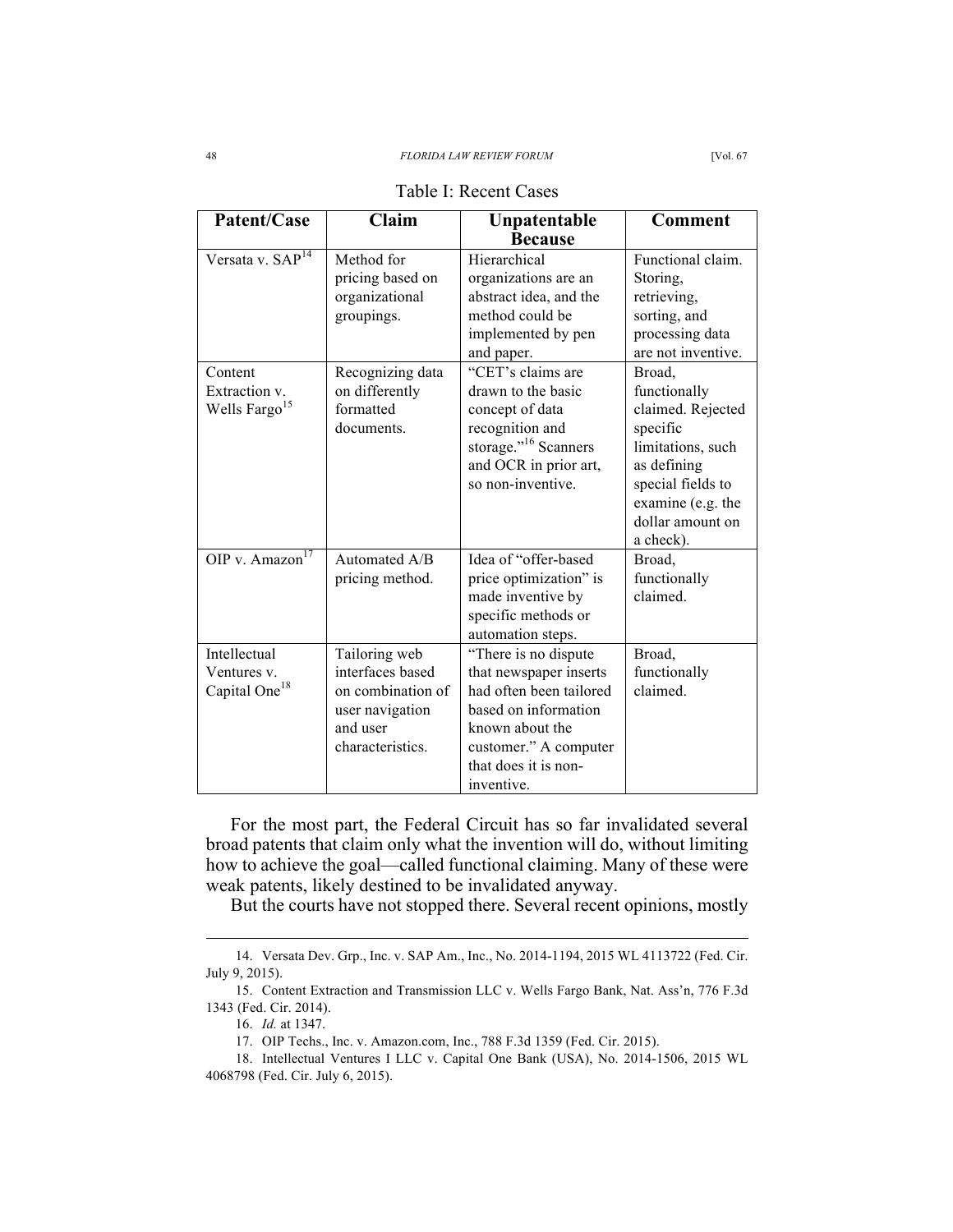Table I: Recent Cases

| Patent/Case | Claim | Unpatentable Because | Comment |
|---|---|---|---|
| Versata v. SAP[14] | Method for pricing based on organizational groupings. | Hierarchical organizations are an abstract idea, and the method could be implemented by pen and paper. | Functional claim. Storing, retrieving, sorting, and processing data are not inventive. |
| Content Extraction v. Wells Fargo[15] | Recognizing data on differently formatted documents. | "CET's claims are drawn to the basic concept of data recognition and storage."[16] Scanners and OCR in prior art, so non-inventive. | Broad, functionally claimed. Rejected specific limitations, such as defining special fields to examine (e.g. the dollar amount on a check). |
| OIP v. Amazon[17] | Automated A/B pricing method. | Idea of "offer-based price optimization" is made inventive by specific methods or automation steps. | Broad, functionally claimed. |
| Intellectual Ventures v. Capital One[18] | Tailoring web interfaces based on combination of user navigation and user characteristics. | "There is no dispute that newspaper inserts had often been tailored based on information known about the customer." A computer that does it is non-inventive. | Broad, functionally claimed. |

For the most part, the Federal Circuit has so far invalidated several broad patents that claim only what the invention will do, without limiting how to achieve the goal—called functional claiming. Many of these were weak patents, likely destined to be invalidated anyway.

But the courts have not stopped there. Several recent opinions, mostly

14. Versata Dev. Grp., Inc. v. SAP Am., Inc., No. 2014-1194, 2015 WL 4113722 (Fed. Cir. July 9, 2015).

15. Content Extraction and Transmission LLC v. Wells Fargo Bank, Nat. Ass'n, 776 F.3d 1343 (Fed. Cir. 2014).

16. *Id.* at 1347.

17. OIP Techs., Inc. v. Amazon.com, Inc., 788 F.3d 1359 (Fed. Cir. 2015).

18. Intellectual Ventures I LLC v. Capital One Bank (USA), No. 2014-1506, 2015 WL 4068798 (Fed. Cir. July 6, 2015).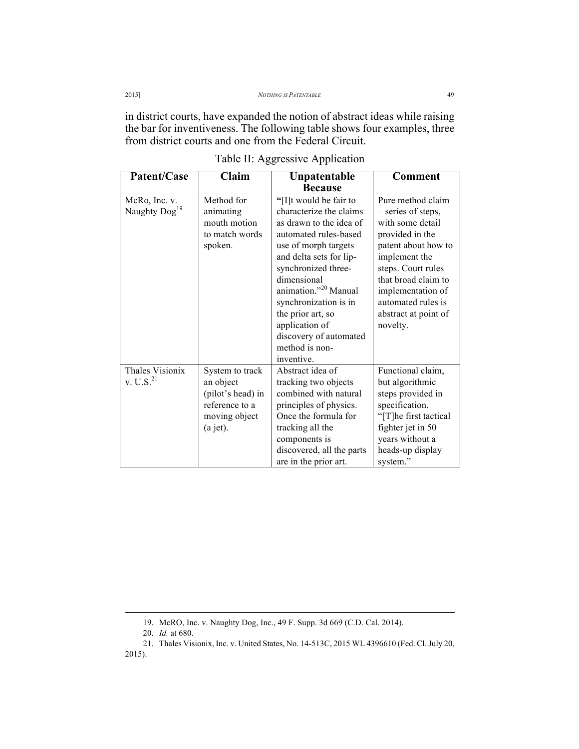in district courts, have expanded the notion of abstract ideas while raising the bar for inventiveness. The following table shows four examples, three from district courts and one from the Federal Circuit.

Table II: Aggressive Application

| Patent/Case | Claim | Unpatentable Because | Comment |
|---|---|---|---|
| McRo, Inc. v. Naughty Dog[19] | Method for animating mouth motion to match words spoken. | "[I]t would be fair to characterize the claims as drawn to the idea of automated rules-based use of morph targets and delta sets for lip-synchronized three-dimensional animation."[20] Manual synchronization is in the prior art, so application of discovery of automated method is non-inventive. | Pure method claim – series of steps, with some detail provided in the patent about how to implement the steps. Court rules that broad claim to implementation of automated rules is abstract at point of novelty. |
| Thales Visionix v. U.S.[21] | System to track an object (pilot's head) in reference to a moving object (a jet). | Abstract idea of tracking two objects combined with natural principles of physics. Once the formula for tracking all the components is discovered, all the parts are in the prior art. | Functional claim, but algorithmic steps provided in specification. "[T]he first tactical fighter jet in 50 years without a heads-up display system." |

19. McRO, Inc. v. Naughty Dog, Inc., 49 F. Supp. 3d 669 (C.D. Cal. 2014).

20. *Id.* at 680.

21. Thales Visionix, Inc. v. United States, No. 14-513C, 2015 WL 4396610 (Fed. Cl. July 20, 2015).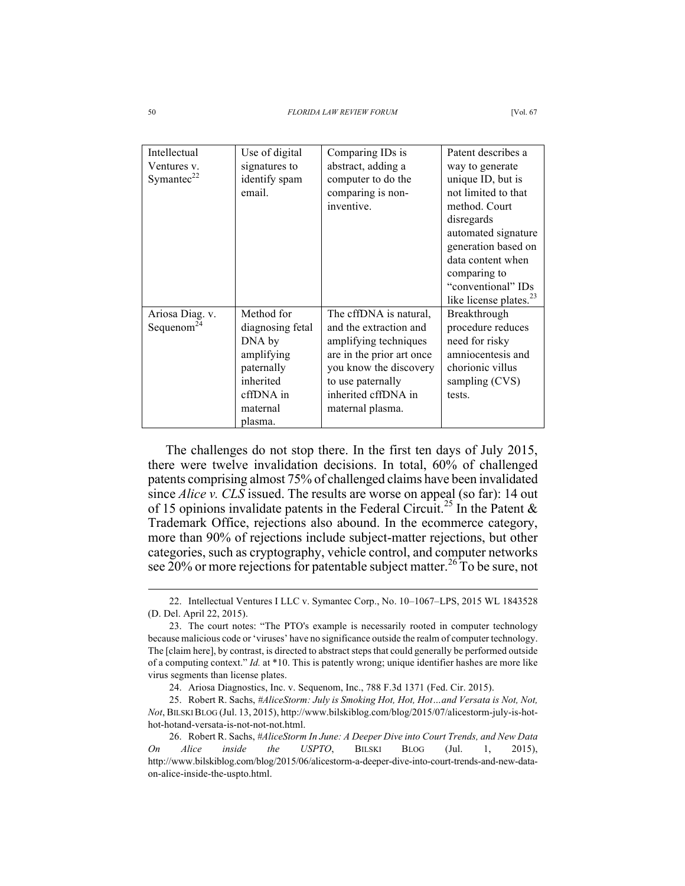| Intellectual Ventures v. Symantec[22] | Use of digital signatures to identify spam email. | Comparing IDs is abstract, adding a computer to do the comparing is non-inventive. | Patent describes a way to generate unique ID, but is not limited to that method. Court disregards automated signature generation based on data content when comparing to "conventional" IDs like license plates.[23] |
|---|---|---|---|
| Ariosa Diag. v. Sequenom[24] | Method for diagnosing fetal DNA by amplifying paternally inherited cffDNA in maternal plasma. | The cffDNA is natural, and the extraction and amplifying techniques are in the prior art once you know the discovery to use paternally inherited cffDNA in maternal plasma. | Breakthrough procedure reduces need for risky amniocentesis and chorionic villus sampling (CVS) tests. |

The challenges do not stop there. In the first ten days of July 2015, there were twelve invalidation decisions. In total, 60% of challenged patents comprising almost 75% of challenged claims have been invalidated since *Alice v. CLS* issued. The results are worse on appeal (so far): 14 out of 15 opinions invalidate patents in the Federal Circuit.[25] In the Patent & Trademark Office, rejections also abound. In the ecommerce category, more than 90% of rejections include subject-matter rejections, but other categories, such as cryptography, vehicle control, and computer networks see 20% or more rejections for patentable subject matter.[26] To be sure, not

22. Intellectual Ventures I LLC v. Symantec Corp., No. 10–1067–LPS, 2015 WL 1843528 (D. Del. April 22, 2015).

23. The court notes: "The PTO's example is necessarily rooted in computer technology because malicious code or 'viruses' have no significance outside the realm of computer technology. The [claim here], by contrast, is directed to abstract steps that could generally be performed outside of a computing context." *Id.* at *10. This is patently wrong; unique identifier hashes are more like virus segments than license plates.

24. Ariosa Diagnostics, Inc. v. Sequenom, Inc., 788 F.3d 1371 (Fed. Cir. 2015).

25. Robert R. Sachs, *#AliceStorm: July is Smoking Hot, Hot, Hot…and Versata is Not, Not, Not*, BILSKI BLOG (Jul. 13, 2015), http://www.bilskiblog.com/blog/2015/07/alicestorm-july-is-hot-hot-hotand-versata-is-not-not-not.html.

26. Robert R. Sachs, *#AliceStorm In June: A Deeper Dive into Court Trends, and New Data On Alice inside the USPTO*, BILSKI BLOG (Jul. 1, 2015), http://www.bilskiblog.com/blog/2015/06/alicestorm-a-deeper-dive-into-court-trends-and-new-data-on-alice-inside-the-uspto.html.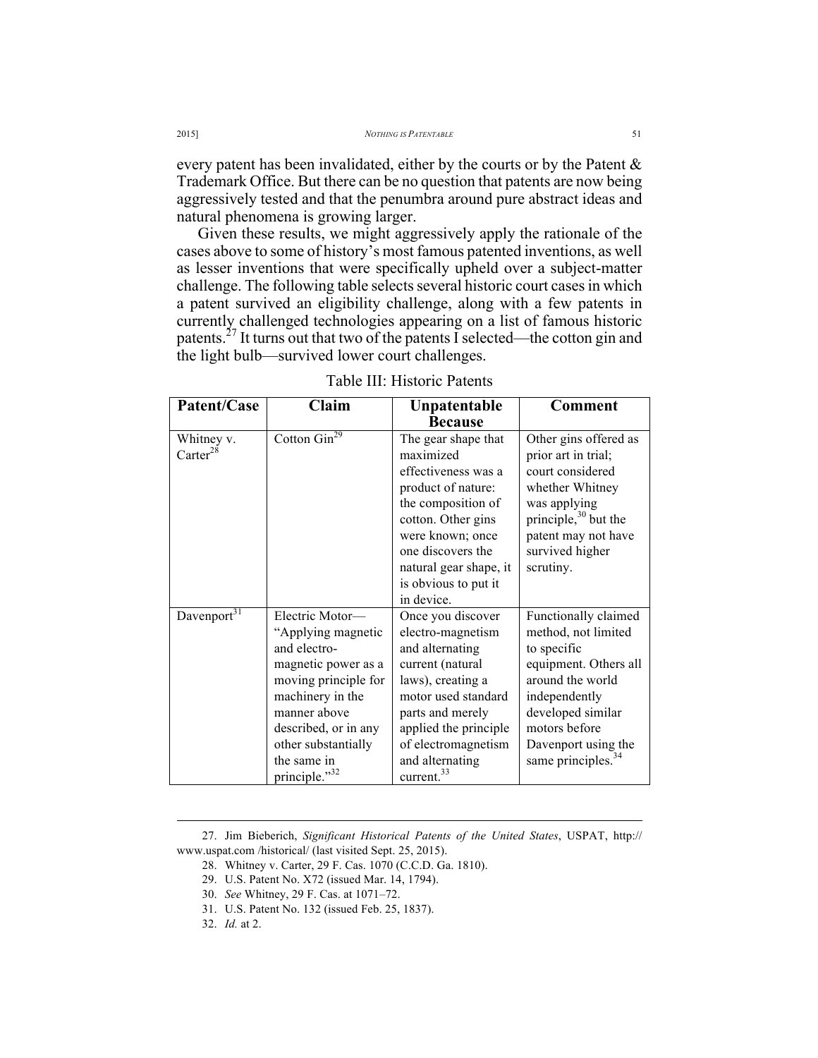every patent has been invalidated, either by the courts or by the Patent & Trademark Office. But there can be no question that patents are now being aggressively tested and that the penumbra around pure abstract ideas and natural phenomena is growing larger.

Given these results, we might aggressively apply the rationale of the cases above to some of history's most famous patented inventions, as well as lesser inventions that were specifically upheld over a subject-matter challenge. The following table selects several historic court cases in which a patent survived an eligibility challenge, along with a few patents in currently challenged technologies appearing on a list of famous historic patents.[27] It turns out that two of the patents I selected—the cotton gin and the light bulb—survived lower court challenges.

Table III: Historic Patents

| Patent/Case | Claim | Unpatentable Because | Comment |
|---|---|---|---|
| Whitney v. Carter[28] | Cotton Gin[29] | The gear shape that maximized effectiveness was a product of nature: the composition of cotton. Other gins were known; once one discovers the natural gear shape, it is obvious to put it in device. | Other gins offered as prior art in trial; court considered whether Whitney was applying principle,[30] but the patent may not have survived higher scrutiny. |
| Davenport[31] | Electric Motor—"Applying magnetic and electro-magnetic power as a moving principle for machinery in the manner above described, or in any other substantially the same in principle."[32] | Once you discover electro-magnetism and alternating current (natural laws), creating a motor used standard parts and merely applied the principle of electromagnetism and alternating current.[33] | Functionally claimed method, not limited to specific equipment. Others all around the world independently developed similar motors before Davenport using the same principles.[34] |

27. Jim Bieberich, *Significant Historical Patents of the United States*, USPAT, http:// www.uspat.com /historical/ (last visited Sept. 25, 2015).

28. Whitney v. Carter, 29 F. Cas. 1070 (C.C.D. Ga. 1810).

29. U.S. Patent No. X72 (issued Mar. 14, 1794).

30. *See* Whitney, 29 F. Cas. at 1071–72.

31. U.S. Patent No. 132 (issued Feb. 25, 1837).

32. *Id.* at 2.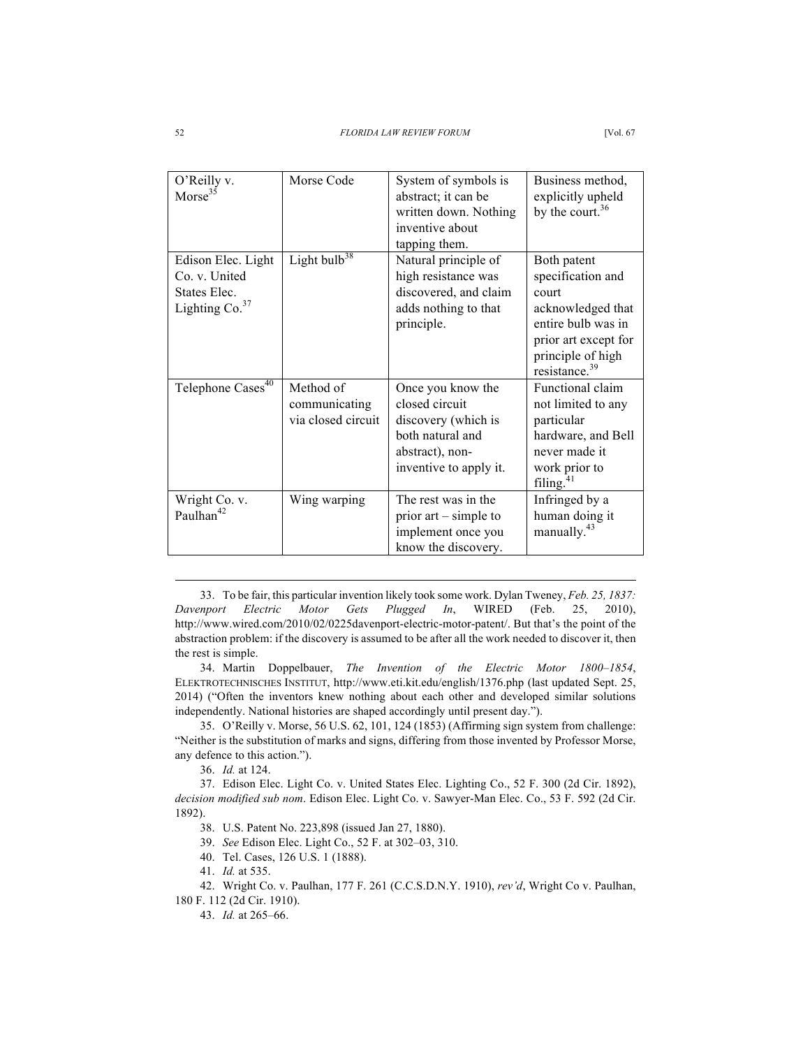| O'Reilly v. Morse[35] | Morse Code | System of symbols is abstract; it can be written down. Nothing inventive about tapping them. | Business method, explicitly upheld by the court.[36] |
|---|---|---|---|
| Edison Elec. Light Co. v. United States Elec. Lighting Co.[37] | Light bulb[38] | Natural principle of high resistance was discovered, and claim adds nothing to that principle. | Both patent specification and court acknowledged that entire bulb was in prior art except for principle of high resistance.[39] |
| Telephone Cases[40] | Method of communicating via closed circuit | Once you know the closed circuit discovery (which is both natural and abstract), non-inventive to apply it. | Functional claim not limited to any particular hardware, and Bell never made it work prior to filing.[41] |
| Wright Co. v. Paulhan[42] | Wing warping | The rest was in the prior art – simple to implement once you know the discovery. | Infringed by a human doing it manually.[43] |

33. To be fair, this particular invention likely took some work. Dylan Tweney, *Feb. 25, 1837: Davenport Electric Motor Gets Plugged In*, WIRED (Feb. 25, 2010), http://www.wired.com/2010/02/0225davenport-electric-motor-patent/. But that's the point of the abstraction problem: if the discovery is assumed to be after all the work needed to discover it, then the rest is simple.

34. Martin Doppelbauer, *The Invention of the Electric Motor 1800–1854*, ELEKTROTECHNISCHES INSTITUT, http://www.eti.kit.edu/english/1376.php (last updated Sept. 25, 2014) ("Often the inventors knew nothing about each other and developed similar solutions independently. National histories are shaped accordingly until present day.").

35. O'Reilly v. Morse, 56 U.S. 62, 101, 124 (1853) (Affirming sign system from challenge: "Neither is the substitution of marks and signs, differing from those invented by Professor Morse, any defence to this action.").

36. *Id.* at 124.

37. Edison Elec. Light Co. v. United States Elec. Lighting Co., 52 F. 300 (2d Cir. 1892), *decision modified sub nom*. Edison Elec. Light Co. v. Sawyer-Man Elec. Co., 53 F. 592 (2d Cir. 1892).

38. U.S. Patent No. 223,898 (issued Jan 27, 1880).

39. *See* Edison Elec. Light Co., 52 F. at 302–03, 310.

40. Tel. Cases, 126 U.S. 1 (1888).

41. *Id.* at 535.

42. Wright Co. v. Paulhan, 177 F. 261 (C.C.S.D.N.Y. 1910), *rev'd*, Wright Co v. Paulhan, 180 F. 112 (2d Cir. 1910).

43. *Id.* at 265–66.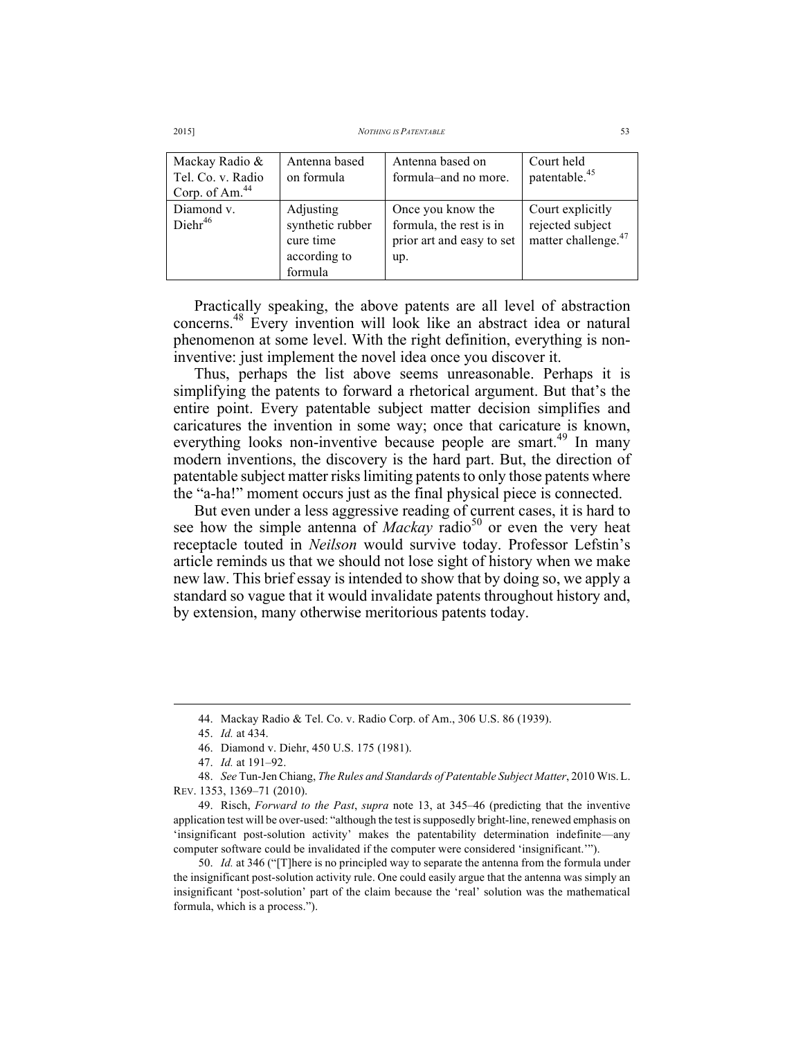| | | | |
|---|---|---|---|
| Mackay Radio & Tel. Co. v. Radio Corp. of Am.[44] | Antenna based on formula | Antenna based on formula–and no more. | Court held patentable.[45] |
| Diamond v. Diehr[46] | Adjusting synthetic rubber cure time according to formula | Once you know the formula, the rest is in prior art and easy to set up. | Court explicitly rejected subject matter challenge.[47] |

Practically speaking, the above patents are all level of abstraction concerns.[48] Every invention will look like an abstract idea or natural phenomenon at some level. With the right definition, everything is non-inventive: just implement the novel idea once you discover it.

Thus, perhaps the list above seems unreasonable. Perhaps it is simplifying the patents to forward a rhetorical argument. But that's the entire point. Every patentable subject matter decision simplifies and caricatures the invention in some way; once that caricature is known, everything looks non-inventive because people are smart.[49] In many modern inventions, the discovery is the hard part. But, the direction of patentable subject matter risks limiting patents to only those patents where the "a-ha!" moment occurs just as the final physical piece is connected.

But even under a less aggressive reading of current cases, it is hard to see how the simple antenna of *Mackay* radio[50] or even the very heat receptacle touted in *Neilson* would survive today. Professor Lefstin's article reminds us that we should not lose sight of history when we make new law. This brief essay is intended to show that by doing so, we apply a standard so vague that it would invalidate patents throughout history and, by extension, many otherwise meritorious patents today.

---

44. Mackay Radio & Tel. Co. v. Radio Corp. of Am., 306 U.S. 86 (1939).

45. *Id.* at 434.

46. Diamond v. Diehr, 450 U.S. 175 (1981).

47. *Id.* at 191–92.

48. *See* Tun-Jen Chiang, *The Rules and Standards of Patentable Subject Matter*, 2010 WIS. L. REV. 1353, 1369–71 (2010).

49. Risch, *Forward to the Past*, *supra* note 13, at 345–46 (predicting that the inventive application test will be over-used: "although the test is supposedly bright-line, renewed emphasis on 'insignificant post-solution activity' makes the patentability determination indefinite—any computer software could be invalidated if the computer were considered 'insignificant.'").

50. *Id.* at 346 ("[T]here is no principled way to separate the antenna from the formula under the insignificant post-solution activity rule. One could easily argue that the antenna was simply an insignificant 'post-solution' part of the claim because the 'real' solution was the mathematical formula, which is a process.").